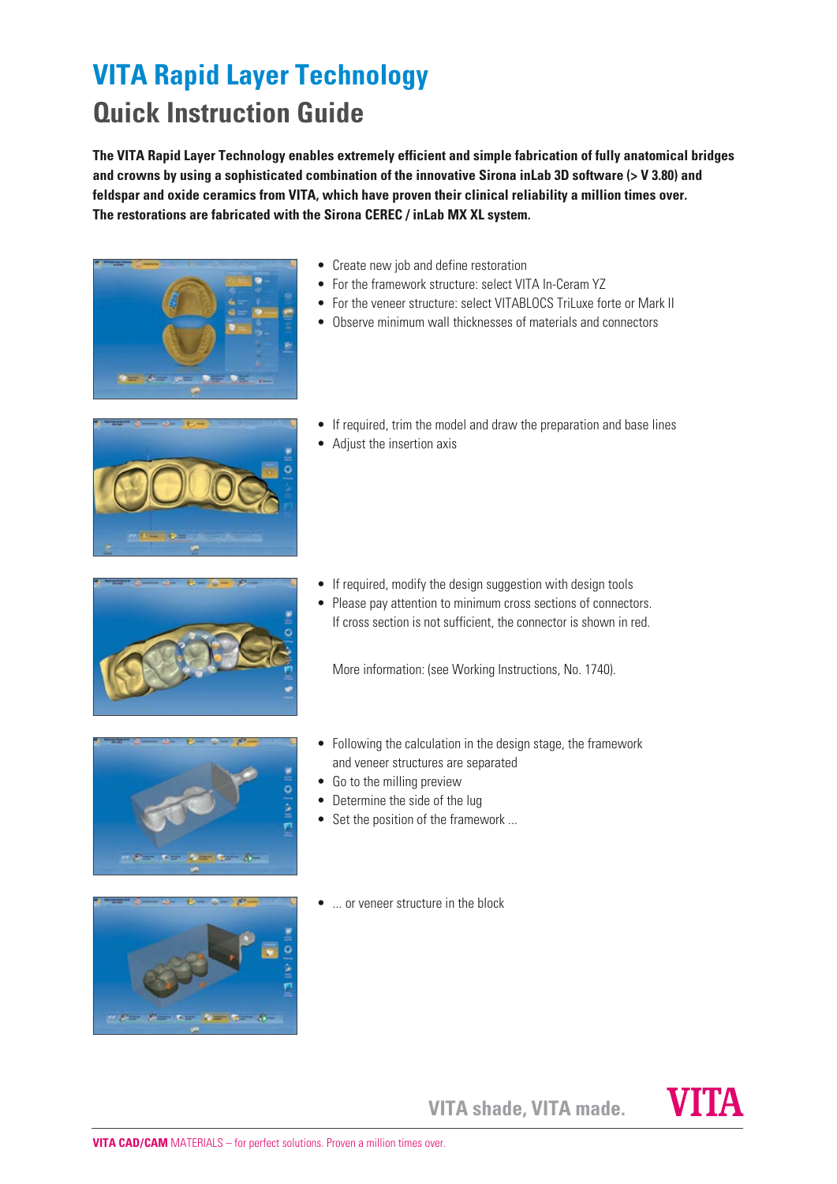# VITA Rapid Layer Technology

## Quick Instruction Guide

**The VITA Rapid Layer Technology enables extremely efficient and simple fabrication of fully anatomical bridges and crowns by using a sophisticated combination of the innovative Sirona inLab 3D software (> V 3.80) and feldspar and oxide ceramics from VITA, which have proven their clinical reliability a million times over. The restorations are fabricated with the Sirona CEREC / inLab MX XL system.**

- Create new job and define restoration
- For the framework structure: select VITA In-Ceram YZ
- For the veneer structure: select VITABLOCS TriLuxe forte or Mark II
- Observe minimum wall thicknesses of materials and connectors

- If required, trim the model and draw the preparation and base lines
- Adjust the insertion axis

- If required, modify the design suggestion with design tools
- Please pay attention to minimum cross sections of connectors. If cross section is not sufficient, the connector is shown in red.

More information: (see Working Instructions, No. 1740).

- Following the calculation in the design stage, the framework and veneer structures are separated
- Go to the milling preview
- Determine the side of the lug
- Set the position of the framework ...

- ... or veneer structure in the block

VITA shade, VITA made.

VITA

**VITA CAD/CAM** MATERIALS – for perfect solutions. Proven a million times over.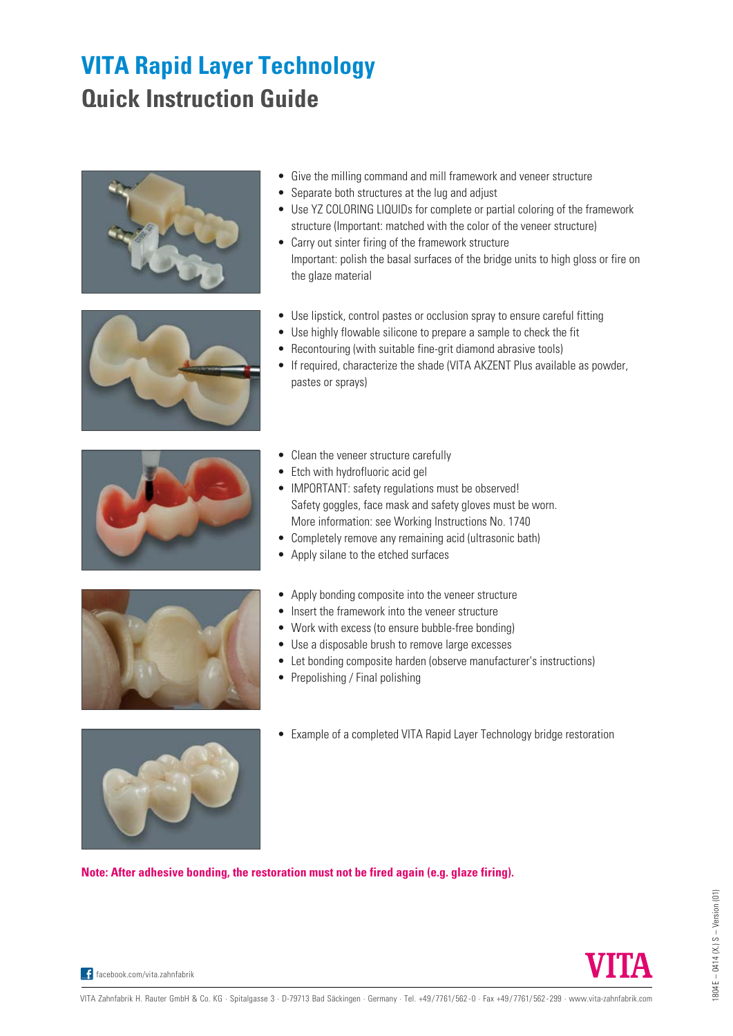# VITA Rapid Layer Technology

## Quick Instruction Guide

- Give the milling command and mill framework and veneer structure
- Separate both structures at the lug and adjust
- Use YZ COLORING LIQUIDs for complete or partial coloring of the framework structure (Important: matched with the color of the veneer structure)
- Carry out sinter firing of the framework structure
  Important: polish the basal surfaces of the bridge units to high gloss or fire on the glaze material

- Use lipstick, control pastes or occlusion spray to ensure careful fitting
- Use highly flowable silicone to prepare a sample to check the fit
- Recontouring (with suitable fine-grit diamond abrasive tools)
- If required, characterize the shade (VITA AKZENT Plus available as powder, pastes or sprays)

- Clean the veneer structure carefully
- Etch with hydrofluoric acid gel
- IMPORTANT: safety regulations must be observed!
  Safety goggles, face mask and safety gloves must be worn.
  More information: see Working Instructions No. 1740
- Completely remove any remaining acid (ultrasonic bath)
- Apply silane to the etched surfaces

- Apply bonding composite into the veneer structure
- Insert the framework into the veneer structure
- Work with excess (to ensure bubble-free bonding)
- Use a disposable brush to remove large excesses
- Let bonding composite harden (observe manufacturer's instructions)
- Prepolishing / Final polishing

- Example of a completed VITA Rapid Layer Technology bridge restoration

**Note: After adhesive bonding, the restoration must not be fired again (e.g. glaze firing).**

facebook.com/vita.zahnfabrik

VITA

VITA Zahnfabrik H. Rauter GmbH & Co. KG · Spitalgasse 3 · D-79713 Bad Säckingen · Germany · Tel. +49/7761/562-0 · Fax +49/7761/562-299 · www.vita-zahnfabrik.com

1804E – 0414 (X.) S – Version (01)